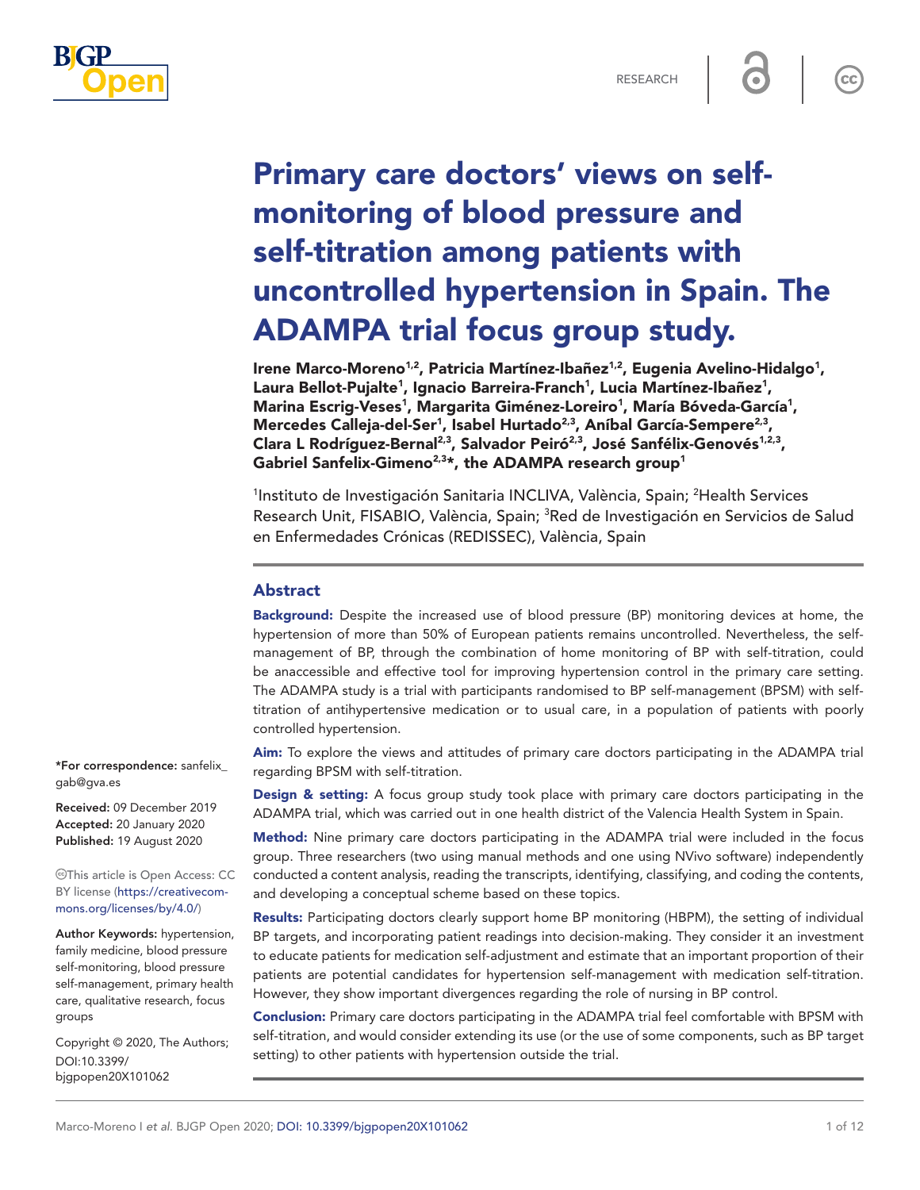RESEARCH

# Primary care doctors' views on self-monitoring of blood pressure and self-titration among patients with uncontrolled hypertension in Spain. The ADAMPA trial focus group study.

**Irene Marco-Moreno[1,2], Patricia Martínez-Ibañez[1,2], Eugenia Avelino-Hidalgo[1], Laura Bellot-Pujalte[1], Ignacio Barreira-Franch[1], Lucia Martínez-Ibañez[1], Marina Escrig-Veses[1], Margarita Giménez-Loreiro[1], María Bóveda-García[1], Mercedes Calleja-del-Ser[1], Isabel Hurtado[2,3], Aníbal García-Sempere[2,3], Clara L Rodríguez-Bernal[2,3], Salvador Peiró[2,3], José Sanfélix-Genovés[1,2,3], Gabriel Sanfelix-Gimeno[2,3]*, the ADAMPA research group[1]**

[1]Instituto de Investigación Sanitaria INCLIVA, València, Spain; [2]Health Services Research Unit, FISABIO, València, Spain; [3]Red de Investigación en Servicios de Salud en Enfermedades Crónicas (REDISSEC), València, Spain

## Abstract

**Background:** Despite the increased use of blood pressure (BP) monitoring devices at home, the hypertension of more than 50% of European patients remains uncontrolled. Nevertheless, the self-management of BP, through the combination of home monitoring of BP with self-titration, could be anaccessible and effective tool for improving hypertension control in the primary care setting. The ADAMPA study is a trial with participants randomised to BP self-management (BPSM) with self-titration of antihypertensive medication or to usual care, in a population of patients with poorly controlled hypertension.

**Aim:** To explore the views and attitudes of primary care doctors participating in the ADAMPA trial regarding BPSM with self-titration.

**Design & setting:** A focus group study took place with primary care doctors participating in the ADAMPA trial, which was carried out in one health district of the Valencia Health System in Spain.

**Method:** Nine primary care doctors participating in the ADAMPA trial were included in the focus group. Three researchers (two using manual methods and one using NVivo software) independently conducted a content analysis, reading the transcripts, identifying, classifying, and coding the contents, and developing a conceptual scheme based on these topics.

**Results:** Participating doctors clearly support home BP monitoring (HBPM), the setting of individual BP targets, and incorporating patient readings into decision-making. They consider it an investment to educate patients for medication self-adjustment and estimate that an important proportion of their patients are potential candidates for hypertension self-management with medication self-titration. However, they show important divergences regarding the role of nursing in BP control.

**Conclusion:** Primary care doctors participating in the ADAMPA trial feel comfortable with BPSM with self-titration, and would consider extending its use (or the use of some components, such as BP target setting) to other patients with hypertension outside the trial.

*For correspondence: sanfelix_gab@gva.es

**Received:** 09 December 2019
**Accepted:** 20 January 2020
**Published:** 19 August 2020

This article is Open Access: CC BY license (https://creativecommons.org/licenses/by/4.0/)

**Author Keywords:** hypertension, family medicine, blood pressure self-monitoring, blood pressure self-management, primary health care, qualitative research, focus groups

Copyright © 2020, The Authors;
DOI:10.3399/bjgpopen20X101062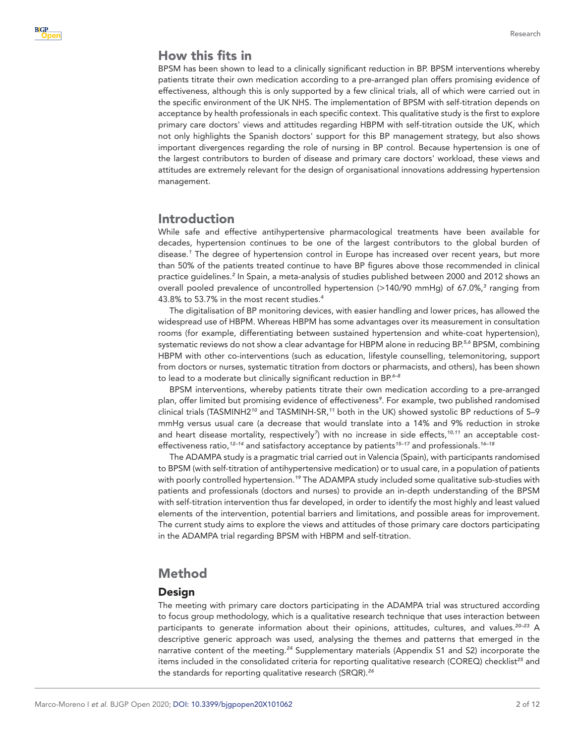## How this fits in

BPSM has been shown to lead to a clinically significant reduction in BP. BPSM interventions whereby patients titrate their own medication according to a pre-arranged plan offers promising evidence of effectiveness, although this is only supported by a few clinical trials, all of which were carried out in the specific environment of the UK NHS. The implementation of BPSM with self-titration depends on acceptance by health professionals in each specific context. This qualitative study is the first to explore primary care doctors' views and attitudes regarding HBPM with self-titration outside the UK, which not only highlights the Spanish doctors' support for this BP management strategy, but also shows important divergences regarding the role of nursing in BP control. Because hypertension is one of the largest contributors to burden of disease and primary care doctors' workload, these views and attitudes are extremely relevant for the design of organisational innovations addressing hypertension management.

## Introduction

While safe and effective antihypertensive pharmacological treatments have been available for decades, hypertension continues to be one of the largest contributors to the global burden of disease.[1] The degree of hypertension control in Europe has increased over recent years, but more than 50% of the patients treated continue to have BP figures above those recommended in clinical practice guidelines.[2] In Spain, a meta-analysis of studies published between 2000 and 2012 shows an overall pooled prevalence of uncontrolled hypertension (>140/90 mmHg) of 67.0%,[3] ranging from 43.8% to 53.7% in the most recent studies.[4]

The digitalisation of BP monitoring devices, with easier handling and lower prices, has allowed the widespread use of HBPM. Whereas HBPM has some advantages over its measurement in consultation rooms (for example, differentiating between sustained hypertension and white-coat hypertension), systematic reviews do not show a clear advantage for HBPM alone in reducing BP.[5,6] BPSM, combining HBPM with other co-interventions (such as education, lifestyle counselling, telemonitoring, support from doctors or nurses, systematic titration from doctors or pharmacists, and others), has been shown to lead to a moderate but clinically significant reduction in BP.[6–8]

BPSM interventions, whereby patients titrate their own medication according to a pre-arranged plan, offer limited but promising evidence of effectiveness[9]. For example, two published randomised clinical trials (TASMINH2[10] and TASMINH-SR,[11] both in the UK) showed systolic BP reductions of 5–9 mmHg versus usual care (a decrease that would translate into a 14% and 9% reduction in stroke and heart disease mortality, respectively[7]) with no increase in side effects,[10,11] an acceptable cost-effectiveness ratio,[12–14] and satisfactory acceptance by patients[15–17] and professionals.[16–18]

The ADAMPA study is a pragmatic trial carried out in Valencia (Spain), with participants randomised to BPSM (with self-titration of antihypertensive medication) or to usual care, in a population of patients with poorly controlled hypertension.[19] The ADAMPA study included some qualitative sub-studies with patients and professionals (doctors and nurses) to provide an in-depth understanding of the BPSM with self-titration intervention thus far developed, in order to identify the most highly and least valued elements of the intervention, potential barriers and limitations, and possible areas for improvement. The current study aims to explore the views and attitudes of those primary care doctors participating in the ADAMPA trial regarding BPSM with HBPM and self-titration.

## Method

### Design

The meeting with primary care doctors participating in the ADAMPA trial was structured according to focus group methodology, which is a qualitative research technique that uses interaction between participants to generate information about their opinions, attitudes, cultures, and values.[20–23] A descriptive generic approach was used, analysing the themes and patterns that emerged in the narrative content of the meeting.[24] Supplementary materials (Appendix S1 and S2) incorporate the items included in the consolidated criteria for reporting qualitative research (COREQ) checklist[25] and the standards for reporting qualitative research (SRQR).[26]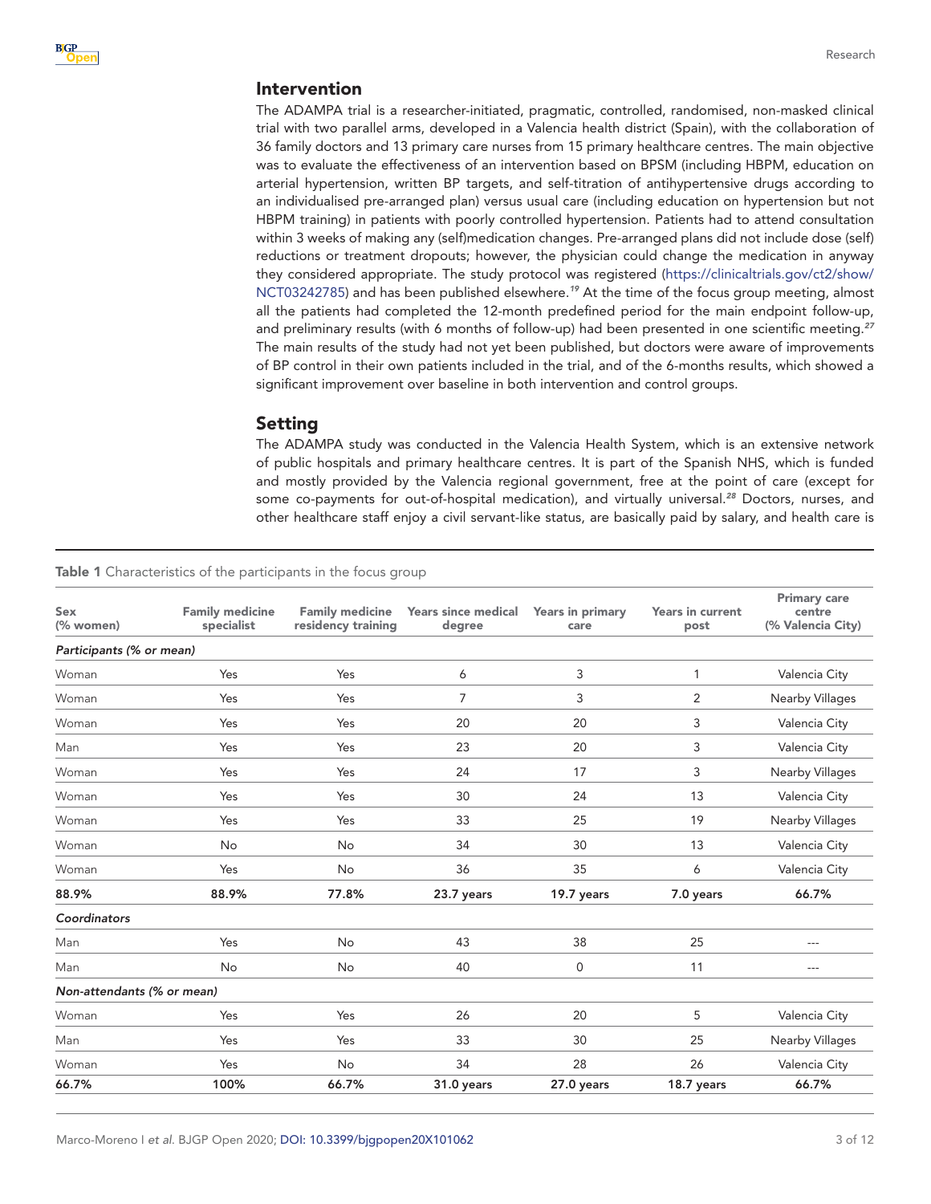## Intervention

The ADAMPA trial is a researcher-initiated, pragmatic, controlled, randomised, non-masked clinical trial with two parallel arms, developed in a Valencia health district (Spain), with the collaboration of 36 family doctors and 13 primary care nurses from 15 primary healthcare centres. The main objective was to evaluate the effectiveness of an intervention based on BPSM (including HBPM, education on arterial hypertension, written BP targets, and self-titration of antihypertensive drugs according to an individualised pre-arranged plan) versus usual care (including education on hypertension but not HBPM training) in patients with poorly controlled hypertension. Patients had to attend consultation within 3 weeks of making any (self)medication changes. Pre-arranged plans did not include dose (self) reductions or treatment dropouts; however, the physician could change the medication in anyway they considered appropriate. The study protocol was registered (https://clinicaltrials.gov/ct2/show/NCT03242785) and has been published elsewhere.[19] At the time of the focus group meeting, almost all the patients had completed the 12-month predefined period for the main endpoint follow-up, and preliminary results (with 6 months of follow-up) had been presented in one scientific meeting.[27] The main results of the study had not yet been published, but doctors were aware of improvements of BP control in their own patients included in the trial, and of the 6-months results, which showed a significant improvement over baseline in both intervention and control groups.

## Setting

The ADAMPA study was conducted in the Valencia Health System, which is an extensive network of public hospitals and primary healthcare centres. It is part of the Spanish NHS, which is funded and mostly provided by the Valencia regional government, free at the point of care (except for some co-payments for out-of-hospital medication), and virtually universal.[28] Doctors, nurses, and other healthcare staff enjoy a civil servant-like status, are basically paid by salary, and health care is

**Table 1** Characteristics of the participants in the focus group

| Sex (% women) | Family medicine specialist | Family medicine residency training | Years since medical degree | Years in primary care | Years in current post | Primary care centre (% Valencia City) |
|---|---|---|---|---|---|---|
| *Participants (% or mean)* | | | | | | |
| Woman | Yes | Yes | 6 | 3 | 1 | Valencia City |
| Woman | Yes | Yes | 7 | 3 | 2 | Nearby Villages |
| Woman | Yes | Yes | 20 | 20 | 3 | Valencia City |
| Man | Yes | Yes | 23 | 20 | 3 | Valencia City |
| Woman | Yes | Yes | 24 | 17 | 3 | Nearby Villages |
| Woman | Yes | Yes | 30 | 24 | 13 | Valencia City |
| Woman | Yes | Yes | 33 | 25 | 19 | Nearby Villages |
| Woman | No | No | 34 | 30 | 13 | Valencia City |
| Woman | Yes | No | 36 | 35 | 6 | Valencia City |
| **88.9%** | **88.9%** | **77.8%** | **23.7 years** | **19.7 years** | **7.0 years** | **66.7%** |
| *Coordinators* | | | | | | |
| Man | Yes | No | 43 | 38 | 25 | --- |
| Man | No | No | 40 | 0 | 11 | --- |
| *Non-attendants (% or mean)* | | | | | | |
| Woman | Yes | Yes | 26 | 20 | 5 | Valencia City |
| Man | Yes | Yes | 33 | 30 | 25 | Nearby Villages |
| Woman | Yes | No | 34 | 28 | 26 | Valencia City |
| **66.7%** | **100%** | **66.7%** | **31.0 years** | **27.0 years** | **18.7 years** | **66.7%** |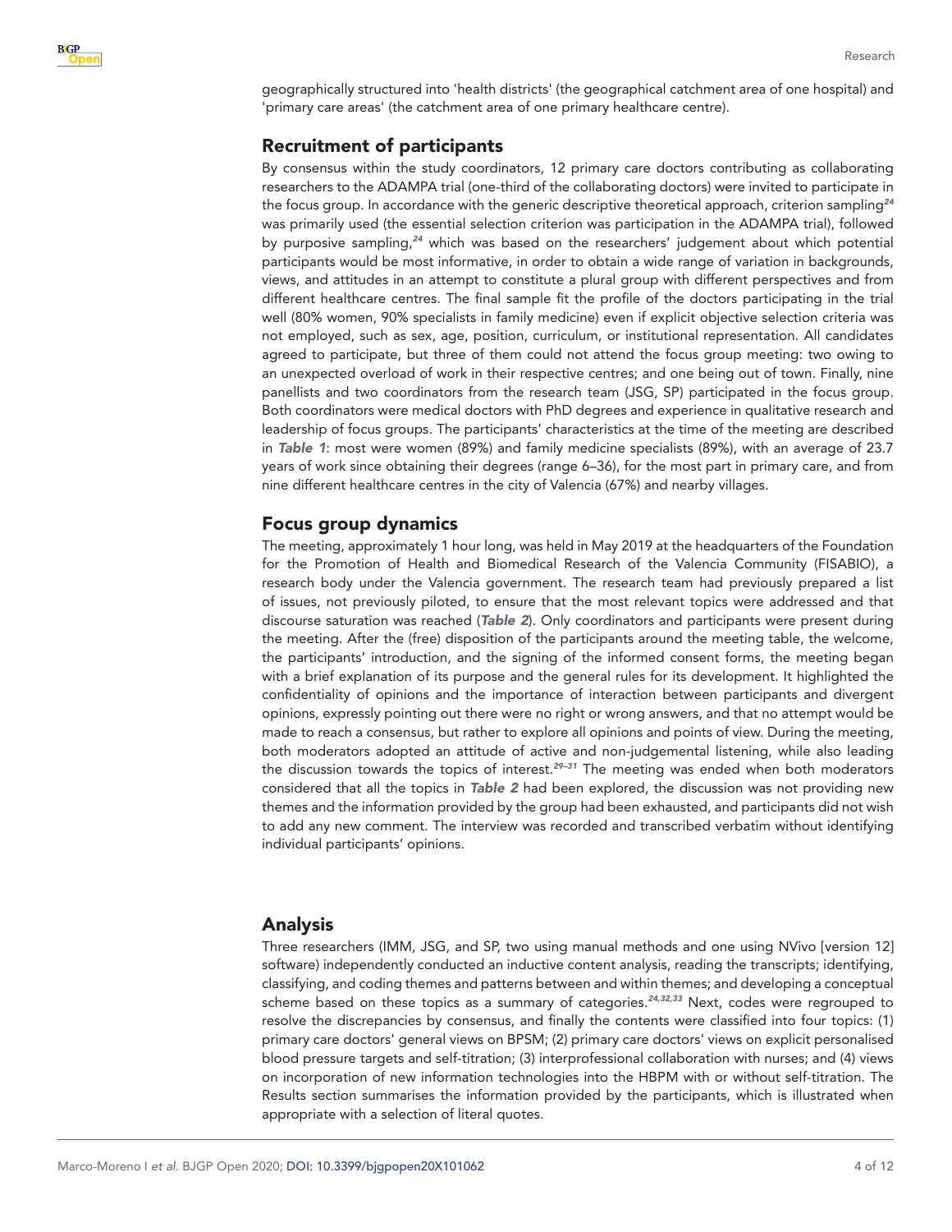geographically structured into 'health districts' (the geographical catchment area of one hospital) and 'primary care areas' (the catchment area of one primary healthcare centre).

## Recruitment of participants

By consensus within the study coordinators, 12 primary care doctors contributing as collaborating researchers to the ADAMPA trial (one-third of the collaborating doctors) were invited to participate in the focus group. In accordance with the generic descriptive theoretical approach, criterion sampling[24] was primarily used (the essential selection criterion was participation in the ADAMPA trial), followed by purposive sampling,[24] which was based on the researchers' judgement about which potential participants would be most informative, in order to obtain a wide range of variation in backgrounds, views, and attitudes in an attempt to constitute a plural group with different perspectives and from different healthcare centres. The final sample fit the profile of the doctors participating in the trial well (80% women, 90% specialists in family medicine) even if explicit objective selection criteria was not employed, such as sex, age, position, curriculum, or institutional representation. All candidates agreed to participate, but three of them could not attend the focus group meeting: two owing to an unexpected overload of work in their respective centres; and one being out of town. Finally, nine panellists and two coordinators from the research team (JSG, SP) participated in the focus group. Both coordinators were medical doctors with PhD degrees and experience in qualitative research and leadership of focus groups. The participants' characteristics at the time of the meeting are described in ***Table 1***: most were women (89%) and family medicine specialists (89%), with an average of 23.7 years of work since obtaining their degrees (range 6–36), for the most part in primary care, and from nine different healthcare centres in the city of Valencia (67%) and nearby villages.

## Focus group dynamics

The meeting, approximately 1 hour long, was held in May 2019 at the headquarters of the Foundation for the Promotion of Health and Biomedical Research of the Valencia Community (FISABIO), a research body under the Valencia government. The research team had previously prepared a list of issues, not previously piloted, to ensure that the most relevant topics were addressed and that discourse saturation was reached (***Table 2***). Only coordinators and participants were present during the meeting. After the (free) disposition of the participants around the meeting table, the welcome, the participants' introduction, and the signing of the informed consent forms, the meeting began with a brief explanation of its purpose and the general rules for its development. It highlighted the confidentiality of opinions and the importance of interaction between participants and divergent opinions, expressly pointing out there were no right or wrong answers, and that no attempt would be made to reach a consensus, but rather to explore all opinions and points of view. During the meeting, both moderators adopted an attitude of active and non-judgemental listening, while also leading the discussion towards the topics of interest.[29–31] The meeting was ended when both moderators considered that all the topics in ***Table 2*** had been explored, the discussion was not providing new themes and the information provided by the group had been exhausted, and participants did not wish to add any new comment. The interview was recorded and transcribed verbatim without identifying individual participants' opinions.

## Analysis

Three researchers (IMM, JSG, and SP, two using manual methods and one using NVivo [version 12] software) independently conducted an inductive content analysis, reading the transcripts; identifying, classifying, and coding themes and patterns between and within themes; and developing a conceptual scheme based on these topics as a summary of categories.[24,32,33] Next, codes were regrouped to resolve the discrepancies by consensus, and finally the contents were classified into four topics: (1) primary care doctors' general views on BPSM; (2) primary care doctors' views on explicit personalised blood pressure targets and self-titration; (3) interprofessional collaboration with nurses; and (4) views on incorporation of new information technologies into the HBPM with or without self-titration. The Results section summarises the information provided by the participants, which is illustrated when appropriate with a selection of literal quotes.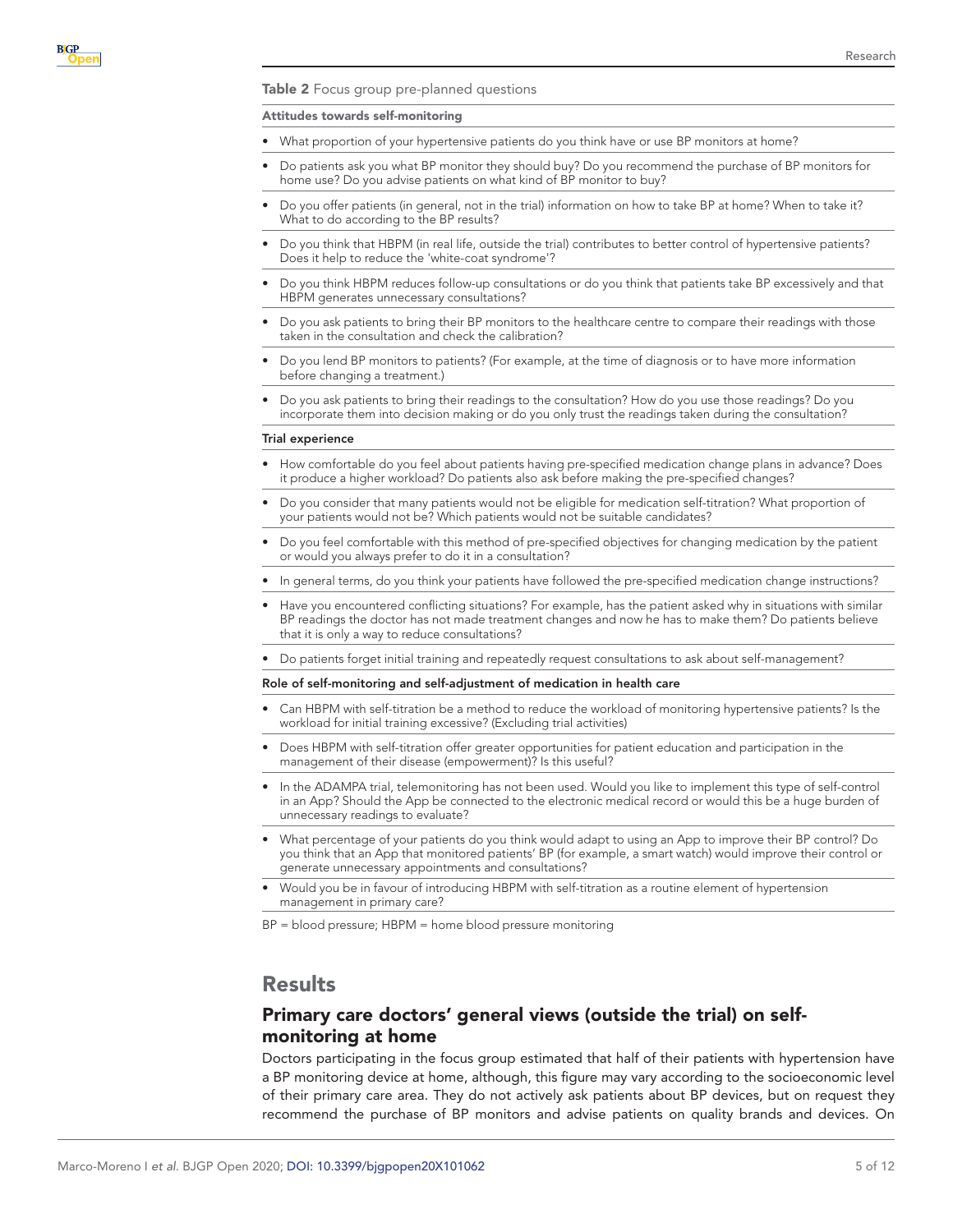**Table 2** Focus group pre-planned questions

**Attitudes towards self-monitoring**

- What proportion of your hypertensive patients do you think have or use BP monitors at home?
- Do patients ask you what BP monitor they should buy? Do you recommend the purchase of BP monitors for home use? Do you advise patients on what kind of BP monitor to buy?
- Do you offer patients (in general, not in the trial) information on how to take BP at home? When to take it? What to do according to the BP results?
- Do you think that HBPM (in real life, outside the trial) contributes to better control of hypertensive patients? Does it help to reduce the 'white-coat syndrome'?
- Do you think HBPM reduces follow-up consultations or do you think that patients take BP excessively and that HBPM generates unnecessary consultations?
- Do you ask patients to bring their BP monitors to the healthcare centre to compare their readings with those taken in the consultation and check the calibration?
- Do you lend BP monitors to patients? (For example, at the time of diagnosis or to have more information before changing a treatment.)
- Do you ask patients to bring their readings to the consultation? How do you use those readings? Do you incorporate them into decision making or do you only trust the readings taken during the consultation?

**Trial experience**

- How comfortable do you feel about patients having pre-specified medication change plans in advance? Does it produce a higher workload? Do patients also ask before making the pre-specified changes?
- Do you consider that many patients would not be eligible for medication self-titration? What proportion of your patients would not be? Which patients would not be suitable candidates?
- Do you feel comfortable with this method of pre-specified objectives for changing medication by the patient or would you always prefer to do it in a consultation?
- In general terms, do you think your patients have followed the pre-specified medication change instructions?
- Have you encountered conflicting situations? For example, has the patient asked why in situations with similar BP readings the doctor has not made treatment changes and now he has to make them? Do patients believe that it is only a way to reduce consultations?
- Do patients forget initial training and repeatedly request consultations to ask about self-management?

**Role of self-monitoring and self-adjustment of medication in health care**

- Can HBPM with self-titration be a method to reduce the workload of monitoring hypertensive patients? Is the workload for initial training excessive? (Excluding trial activities)
- Does HBPM with self-titration offer greater opportunities for patient education and participation in the management of their disease (empowerment)? Is this useful?
- In the ADAMPA trial, telemonitoring has not been used. Would you like to implement this type of self-control in an App? Should the App be connected to the electronic medical record or would this be a huge burden of unnecessary readings to evaluate?
- What percentage of your patients do you think would adapt to using an App to improve their BP control? Do you think that an App that monitored patients' BP (for example, a smart watch) would improve their control or generate unnecessary appointments and consultations?
- Would you be in favour of introducing HBPM with self-titration as a routine element of hypertension management in primary care?

BP = blood pressure; HBPM = home blood pressure monitoring

## Results

### Primary care doctors' general views (outside the trial) on self-monitoring at home

Doctors participating in the focus group estimated that half of their patients with hypertension have a BP monitoring device at home, although, this figure may vary according to the socioeconomic level of their primary care area. They do not actively ask patients about BP devices, but on request they recommend the purchase of BP monitors and advise patients on quality brands and devices. On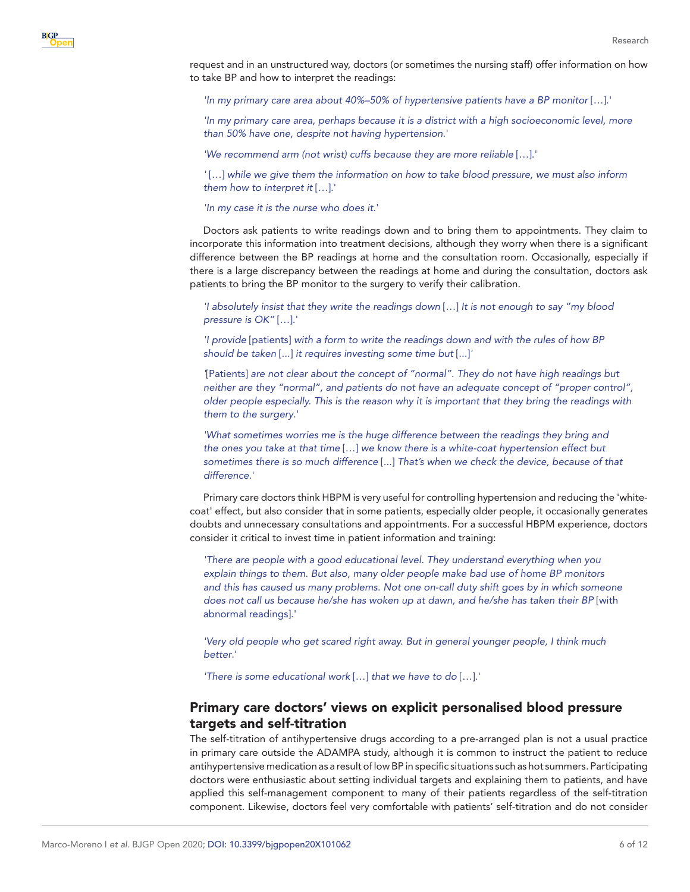request and in an unstructured way, doctors (or sometimes the nursing staff) offer information on how to take BP and how to interpret the readings:

> *'In my primary care area about 40%–50% of hypertensive patients have a BP monitor* […].'

> *'In my primary care area, perhaps because it is a district with a high socioeconomic level, more than 50% have one, despite not having hypertension.*'

> *'We recommend arm (not wrist) cuffs because they are more reliable* […].'

> ' […] *while we give them the information on how to take blood pressure, we must also inform them how to interpret it* […].'

> *'In my case it is the nurse who does it.*'

Doctors ask patients to write readings down and to bring them to appointments. They claim to incorporate this information into treatment decisions, although they worry when there is a significant difference between the BP readings at home and the consultation room. Occasionally, especially if there is a large discrepancy between the readings at home and during the consultation, doctors ask patients to bring the BP monitor to the surgery to verify their calibration.

> *'I absolutely insist that they write the readings down* […] *It is not enough to say "my blood pressure is OK"* […].'

> *'I provide* [patients] *with a form to write the readings down and with the rules of how BP should be taken* [...] *it requires investing some time but* [...]'

> '[Patients] *are not clear about the concept of "normal". They do not have high readings but neither are they "normal", and patients do not have an adequate concept of "proper control", older people especially. This is the reason why it is important that they bring the readings with them to the surgery.*'

> *'What sometimes worries me is the huge difference between the readings they bring and the ones you take at that time* […] *we know there is a white-coat hypertension effect but sometimes there is so much difference* [...] *That's when we check the device, because of that difference.*'

Primary care doctors think HBPM is very useful for controlling hypertension and reducing the 'white-coat' effect, but also consider that in some patients, especially older people, it occasionally generates doubts and unnecessary consultations and appointments. For a successful HBPM experience, doctors consider it critical to invest time in patient information and training:

> *'There are people with a good educational level. They understand everything when you explain things to them. But also, many older people make bad use of home BP monitors and this has caused us many problems. Not one on-call duty shift goes by in which someone does not call us because he/she has woken up at dawn, and he/she has taken their BP* [with abnormal readings].'

> *'Very old people who get scared right away. But in general younger people, I think much better.*'

> *'There is some educational work* […] *that we have to do* […].'

## Primary care doctors' views on explicit personalised blood pressure targets and self-titration

The self-titration of antihypertensive drugs according to a pre-arranged plan is not a usual practice in primary care outside the ADAMPA study, although it is common to instruct the patient to reduce antihypertensive medication as a result of low BP in specific situations such as hot summers. Participating doctors were enthusiastic about setting individual targets and explaining them to patients, and have applied this self-management component to many of their patients regardless of the self-titration component. Likewise, doctors feel very comfortable with patients' self-titration and do not consider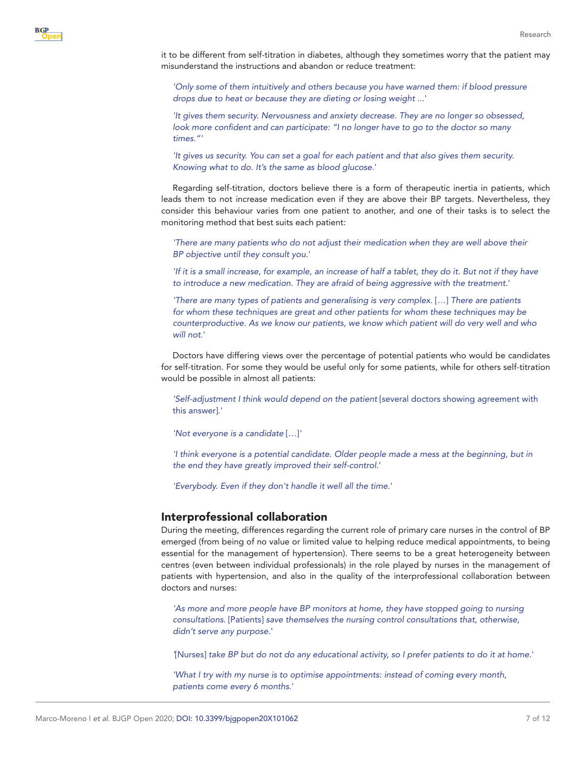it to be different from self-titration in diabetes, although they sometimes worry that the patient may misunderstand the instructions and abandon or reduce treatment:

> *'Only some of them intuitively and others because you have warned them: if blood pressure drops due to heat or because they are dieting or losing weight ...'*

> *'It gives them security. Nervousness and anxiety decrease. They are no longer so obsessed, look more confident and can participate: "I no longer have to go to the doctor so many times."'*

> *'It gives us security. You can set a goal for each patient and that also gives them security. Knowing what to do. It's the same as blood glucose.'*

Regarding self-titration, doctors believe there is a form of therapeutic inertia in patients, which leads them to not increase medication even if they are above their BP targets. Nevertheless, they consider this behaviour varies from one patient to another, and one of their tasks is to select the monitoring method that best suits each patient:

> *'There are many patients who do not adjust their medication when they are well above their BP objective until they consult you.'*

> *'If it is a small increase, for example, an increase of half a tablet, they do it. But not if they have to introduce a new medication. They are afraid of being aggressive with the treatment.'*

> *'There are many types of patients and generalising is very complex.* […] *There are patients for whom these techniques are great and other patients for whom these techniques may be counterproductive. As we know our patients, we know which patient will do very well and who will not.'*

Doctors have differing views over the percentage of potential patients who would be candidates for self-titration. For some they would be useful only for some patients, while for others self-titration would be possible in almost all patients:

> *'Self-adjustment I think would depend on the patient* [several doctors showing agreement with this answer].'

> *'Not everyone is a candidate* […]'

> *'I think everyone is a potential candidate. Older people made a mess at the beginning, but in the end they have greatly improved their self-control.'*

> *'Everybody. Even if they don't handle it well all the time.'*

## Interprofessional collaboration

During the meeting, differences regarding the current role of primary care nurses in the control of BP emerged (from being of no value or limited value to helping reduce medical appointments, to being essential for the management of hypertension). There seems to be a great heterogeneity between centres (even between individual professionals) in the role played by nurses in the management of patients with hypertension, and also in the quality of the interprofessional collaboration between doctors and nurses:

> *'As more and more people have BP monitors at home, they have stopped going to nursing consultations.* [Patients] *save themselves the nursing control consultations that, otherwise, didn't serve any purpose.'*

> '[Nurses] *take BP but do not do any educational activity, so I prefer patients to do it at home.'*

> *'What I try with my nurse is to optimise appointments: instead of coming every month, patients come every 6 months.'*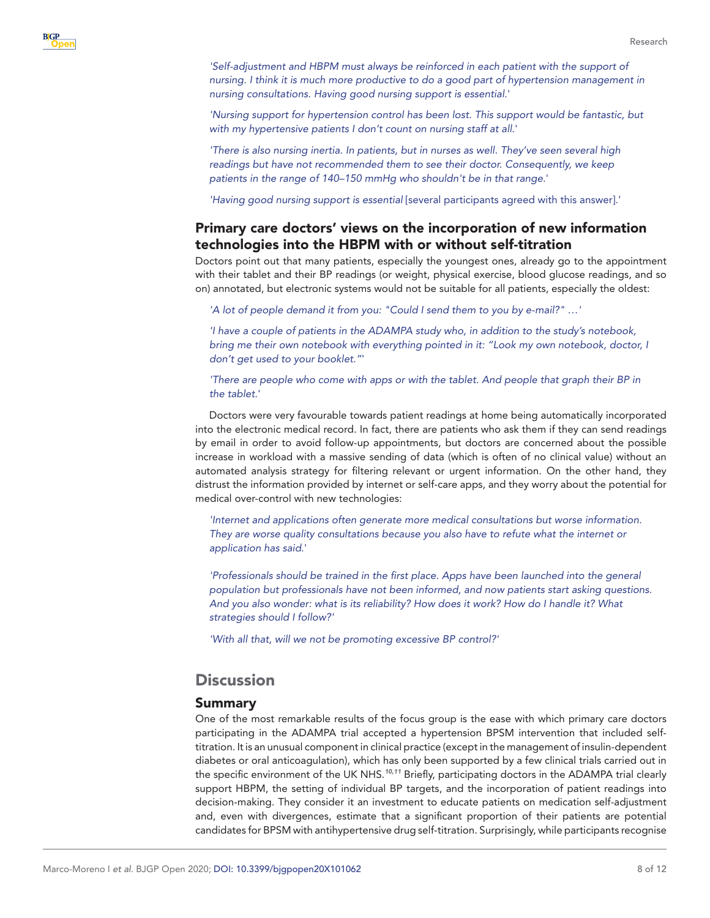*'Self-adjustment and HBPM must always be reinforced in each patient with the support of nursing. I think it is much more productive to do a good part of hypertension management in nursing consultations. Having good nursing support is essential.'*

*'Nursing support for hypertension control has been lost. This support would be fantastic, but with my hypertensive patients I don't count on nursing staff at all.'*

*'There is also nursing inertia. In patients, but in nurses as well. They've seen several high readings but have not recommended them to see their doctor. Consequently, we keep patients in the range of 140–150 mmHg who shouldn't be in that range.'*

*'Having good nursing support is essential* [several participants agreed with this answer].'

## Primary care doctors' views on the incorporation of new information technologies into the HBPM with or without self-titration

Doctors point out that many patients, especially the youngest ones, already go to the appointment with their tablet and their BP readings (or weight, physical exercise, blood glucose readings, and so on) annotated, but electronic systems would not be suitable for all patients, especially the oldest:

*'A lot of people demand it from you: "Could I send them to you by e-mail?" …'*

*'I have a couple of patients in the ADAMPA study who, in addition to the study's notebook, bring me their own notebook with everything pointed in it: "Look my own notebook, doctor, I don't get used to your booklet."'*

*'There are people who come with apps or with the tablet. And people that graph their BP in the tablet.'*

Doctors were very favourable towards patient readings at home being automatically incorporated into the electronic medical record. In fact, there are patients who ask them if they can send readings by email in order to avoid follow-up appointments, but doctors are concerned about the possible increase in workload with a massive sending of data (which is often of no clinical value) without an automated analysis strategy for filtering relevant or urgent information. On the other hand, they distrust the information provided by internet or self-care apps, and they worry about the potential for medical over-control with new technologies:

*'Internet and applications often generate more medical consultations but worse information. They are worse quality consultations because you also have to refute what the internet or application has said.'*

*'Professionals should be trained in the first place. Apps have been launched into the general population but professionals have not been informed, and now patients start asking questions. And you also wonder: what is its reliability? How does it work? How do I handle it? What strategies should I follow?'*

*'With all that, will we not be promoting excessive BP control?'*

# Discussion

## Summary

One of the most remarkable results of the focus group is the ease with which primary care doctors participating in the ADAMPA trial accepted a hypertension BPSM intervention that included self-titration. It is an unusual component in clinical practice (except in the management of insulin-dependent diabetes or oral anticoagulation), which has only been supported by a few clinical trials carried out in the specific environment of the UK NHS.[10,11] Briefly, participating doctors in the ADAMPA trial clearly support HBPM, the setting of individual BP targets, and the incorporation of patient readings into decision-making. They consider it an investment to educate patients on medication self-adjustment and, even with divergences, estimate that a significant proportion of their patients are potential candidates for BPSM with antihypertensive drug self-titration. Surprisingly, while participants recognise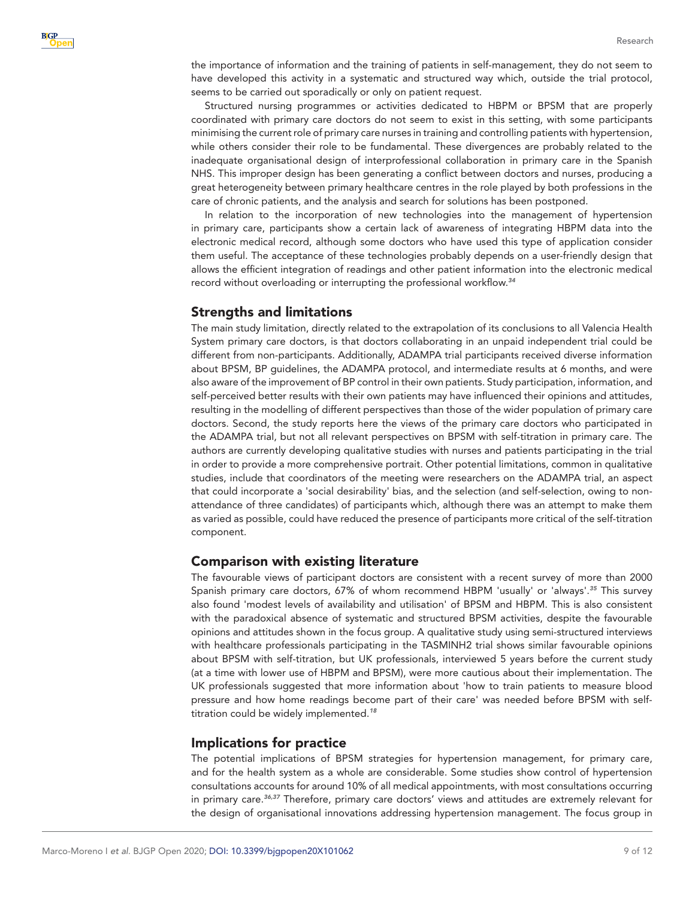the importance of information and the training of patients in self-management, they do not seem to have developed this activity in a systematic and structured way which, outside the trial protocol, seems to be carried out sporadically or only on patient request.

Structured nursing programmes or activities dedicated to HBPM or BPSM that are properly coordinated with primary care doctors do not seem to exist in this setting, with some participants minimising the current role of primary care nurses in training and controlling patients with hypertension, while others consider their role to be fundamental. These divergences are probably related to the inadequate organisational design of interprofessional collaboration in primary care in the Spanish NHS. This improper design has been generating a conflict between doctors and nurses, producing a great heterogeneity between primary healthcare centres in the role played by both professions in the care of chronic patients, and the analysis and search for solutions has been postponed.

In relation to the incorporation of new technologies into the management of hypertension in primary care, participants show a certain lack of awareness of integrating HBPM data into the electronic medical record, although some doctors who have used this type of application consider them useful. The acceptance of these technologies probably depends on a user-friendly design that allows the efficient integration of readings and other patient information into the electronic medical record without overloading or interrupting the professional workflow.[34]

## Strengths and limitations

The main study limitation, directly related to the extrapolation of its conclusions to all Valencia Health System primary care doctors, is that doctors collaborating in an unpaid independent trial could be different from non-participants. Additionally, ADAMPA trial participants received diverse information about BPSM, BP guidelines, the ADAMPA protocol, and intermediate results at 6 months, and were also aware of the improvement of BP control in their own patients. Study participation, information, and self-perceived better results with their own patients may have influenced their opinions and attitudes, resulting in the modelling of different perspectives than those of the wider population of primary care doctors. Second, the study reports here the views of the primary care doctors who participated in the ADAMPA trial, but not all relevant perspectives on BPSM with self-titration in primary care. The authors are currently developing qualitative studies with nurses and patients participating in the trial in order to provide a more comprehensive portrait. Other potential limitations, common in qualitative studies, include that coordinators of the meeting were researchers on the ADAMPA trial, an aspect that could incorporate a 'social desirability' bias, and the selection (and self-selection, owing to non-attendance of three candidates) of participants which, although there was an attempt to make them as varied as possible, could have reduced the presence of participants more critical of the self-titration component.

## Comparison with existing literature

The favourable views of participant doctors are consistent with a recent survey of more than 2000 Spanish primary care doctors, 67% of whom recommend HBPM 'usually' or 'always'.[35] This survey also found 'modest levels of availability and utilisation' of BPSM and HBPM. This is also consistent with the paradoxical absence of systematic and structured BPSM activities, despite the favourable opinions and attitudes shown in the focus group. A qualitative study using semi-structured interviews with healthcare professionals participating in the TASMINH2 trial shows similar favourable opinions about BPSM with self-titration, but UK professionals, interviewed 5 years before the current study (at a time with lower use of HBPM and BPSM), were more cautious about their implementation. The UK professionals suggested that more information about 'how to train patients to measure blood pressure and how home readings become part of their care' was needed before BPSM with self-titration could be widely implemented.[18]

## Implications for practice

The potential implications of BPSM strategies for hypertension management, for primary care, and for the health system as a whole are considerable. Some studies show control of hypertension consultations accounts for around 10% of all medical appointments, with most consultations occurring in primary care.[36,37] Therefore, primary care doctors' views and attitudes are extremely relevant for the design of organisational innovations addressing hypertension management. The focus group in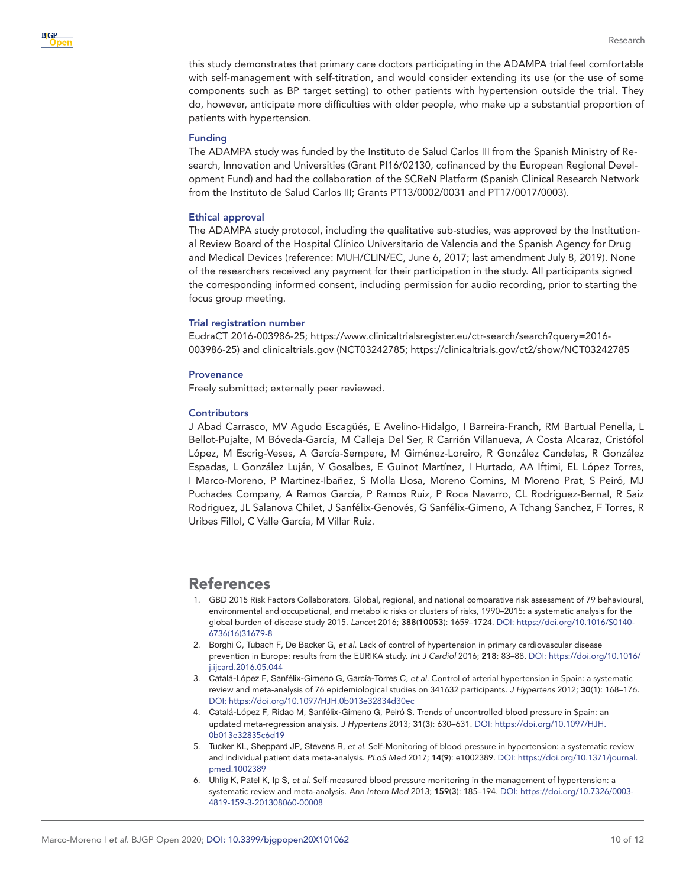this study demonstrates that primary care doctors participating in the ADAMPA trial feel comfortable with self-management with self-titration, and would consider extending its use (or the use of some components such as BP target setting) to other patients with hypertension outside the trial. They do, however, anticipate more difficulties with older people, who make up a substantial proportion of patients with hypertension.

### Funding

The ADAMPA study was funded by the Instituto de Salud Carlos III from the Spanish Ministry of Research, Innovation and Universities (Grant PI16/02130, cofinanced by the European Regional Development Fund) and had the collaboration of the SCReN Platform (Spanish Clinical Research Network from the Instituto de Salud Carlos III; Grants PT13/0002/0031 and PT17/0017/0003).

### Ethical approval

The ADAMPA study protocol, including the qualitative sub-studies, was approved by the Institutional Review Board of the Hospital Clínico Universitario de Valencia and the Spanish Agency for Drug and Medical Devices (reference: MUH/CLIN/EC, June 6, 2017; last amendment July 8, 2019). None of the researchers received any payment for their participation in the study. All participants signed the corresponding informed consent, including permission for audio recording, prior to starting the focus group meeting.

### Trial registration number

EudraCT 2016-003986-25; https://www.clinicaltrialsregister.eu/ctr-search/search?query=2016-003986-25) and clinicaltrials.gov (NCT03242785; https://clinicaltrials.gov/ct2/show/NCT03242785

### Provenance

Freely submitted; externally peer reviewed.

### Contributors

J Abad Carrasco, MV Agudo Escagüés, E Avelino-Hidalgo, I Barreira-Franch, RM Bartual Penella, L Bellot-Pujalte, M Bóveda-García, M Calleja Del Ser, R Carrión Villanueva, A Costa Alcaraz, Cristófol López, M Escrig-Veses, A García-Sempere, M Giménez-Loreiro, R González Candelas, R González Espadas, L González Luján, V Gosalbes, E Guinot Martínez, I Hurtado, AA Iftimi, EL López Torres, I Marco-Moreno, P Martinez-Ibañez, S Molla Llosa, Moreno Comins, M Moreno Prat, S Peiró, MJ Puchades Company, A Ramos García, P Ramos Ruiz, P Roca Navarro, CL Rodríguez-Bernal, R Saiz Rodriguez, JL Salanova Chilet, J Sanfélix-Genovés, G Sanfélix-Gimeno, A Tchang Sanchez, F Torres, R Uribes Fillol, C Valle García, M Villar Ruiz.

## References

1. GBD 2015 Risk Factors Collaborators. Global, regional, and national comparative risk assessment of 79 behavioural, environmental and occupational, and metabolic risks or clusters of risks, 1990–2015: a systematic analysis for the global burden of disease study 2015. *Lancet* 2016; **388**(**10053**): 1659–1724. DOI: https://doi.org/10.1016/S0140-6736(16)31679-8
2. Borghi C, Tubach F, De Backer G, *et al*. Lack of control of hypertension in primary cardiovascular disease prevention in Europe: results from the EURIKA study. *Int J Cardiol* 2016; **218**: 83–88. DOI: https://doi.org/10.1016/j.ijcard.2016.05.044
3. Catalá-López F, Sanfélix-Gimeno G, García-Torres C, *et al*. Control of arterial hypertension in Spain: a systematic review and meta-analysis of 76 epidemiological studies on 341632 participants. *J Hypertens* 2012; **30**(**1**): 168–176. DOI: https://doi.org/10.1097/HJH.0b013e32834d30ec
4. Catalá-López F, Ridao M, Sanfélix-Gimeno G, Peiró S. Trends of uncontrolled blood pressure in Spain: an updated meta-regression analysis. *J Hypertens* 2013; **31**(**3**): 630–631. DOI: https://doi.org/10.1097/HJH.0b013e32835c6d19
5. Tucker KL, Sheppard JP, Stevens R, *et al*. Self-Monitoring of blood pressure in hypertension: a systematic review and individual patient data meta-analysis. *PLoS Med* 2017; **14**(**9**): e1002389. DOI: https://doi.org/10.1371/journal.pmed.1002389
6. Uhlig K, Patel K, Ip S, *et al*. Self-measured blood pressure monitoring in the management of hypertension: a systematic review and meta-analysis. *Ann Intern Med* 2013; **159**(**3**): 185–194. DOI: https://doi.org/10.7326/0003-4819-159-3-201308060-00008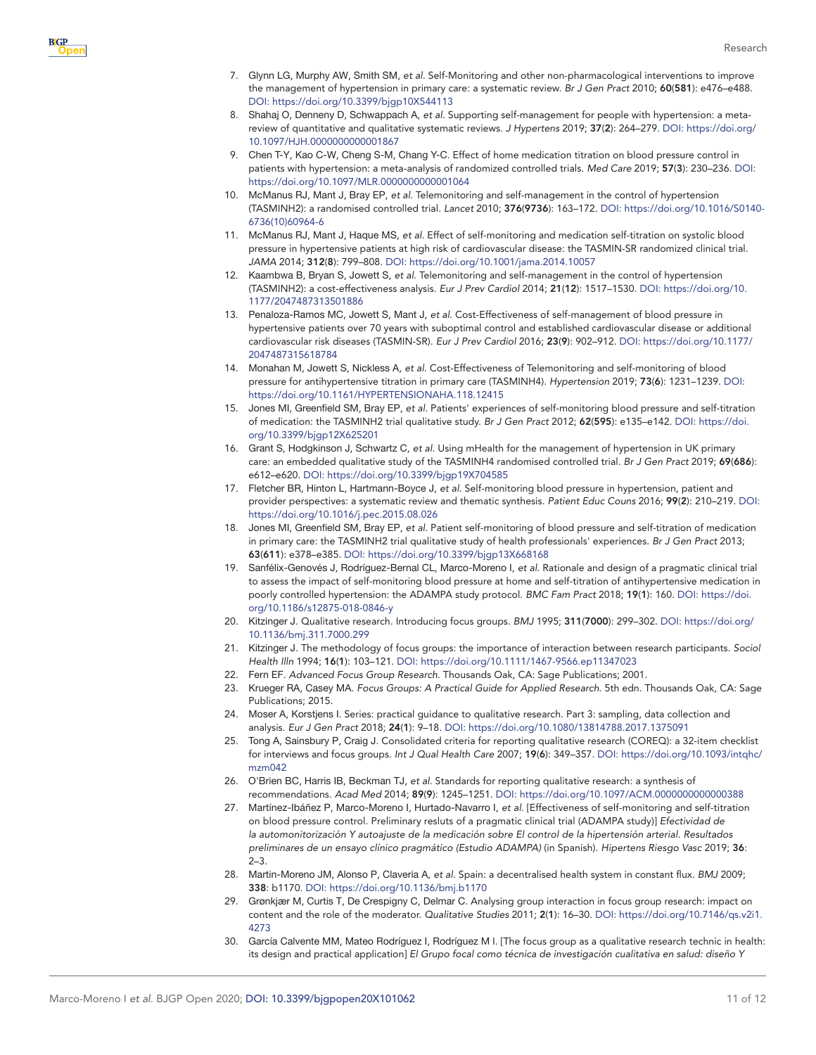7. Glynn LG, Murphy AW, Smith SM, *et al*. Self-Monitoring and other non-pharmacological interventions to improve the management of hypertension in primary care: a systematic review. *Br J Gen Pract* 2010; **60**(**581**): e476–e488. DOI: https://doi.org/10.3399/bjgp10X544113
8. Shahaj O, Denneny D, Schwappach A, *et al*. Supporting self-management for people with hypertension: a meta-review of quantitative and qualitative systematic reviews. *J Hypertens* 2019; **37**(**2**): 264–279. DOI: https://doi.org/10.1097/HJH.0000000000001867
9. Chen T-Y, Kao C-W, Cheng S-M, Chang Y-C. Effect of home medication titration on blood pressure control in patients with hypertension: a meta-analysis of randomized controlled trials. *Med Care* 2019; **57**(**3**): 230–236. DOI: https://doi.org/10.1097/MLR.0000000000001064
10. McManus RJ, Mant J, Bray EP, *et al*. Telemonitoring and self-management in the control of hypertension (TASMINH2): a randomised controlled trial. *Lancet* 2010; **376**(**9736**): 163–172. DOI: https://doi.org/10.1016/S0140-6736(10)60964-6
11. McManus RJ, Mant J, Haque MS, *et al*. Effect of self-monitoring and medication self-titration on systolic blood pressure in hypertensive patients at high risk of cardiovascular disease: the TASMIN-SR randomized clinical trial. *JAMA* 2014; **312**(**8**): 799–808. DOI: https://doi.org/10.1001/jama.2014.10057
12. Kaambwa B, Bryan S, Jowett S, *et al*. Telemonitoring and self-management in the control of hypertension (TASMINH2): a cost-effectiveness analysis. *Eur J Prev Cardiol* 2014; **21**(**12**): 1517–1530. DOI: https://doi.org/10.1177/2047487313501886
13. Penaloza-Ramos MC, Jowett S, Mant J, *et al*. Cost-Effectiveness of self-management of blood pressure in hypertensive patients over 70 years with suboptimal control and established cardiovascular disease or additional cardiovascular risk diseases (TASMIN-SR). *Eur J Prev Cardiol* 2016; **23**(**9**): 902–912. DOI: https://doi.org/10.1177/2047487315618784
14. Monahan M, Jowett S, Nickless A, *et al*. Cost-Effectiveness of Telemonitoring and self-monitoring of blood pressure for antihypertensive titration in primary care (TASMINH4). *Hypertension* 2019; **73**(**6**): 1231–1239. DOI: https://doi.org/10.1161/HYPERTENSIONAHA.118.12415
15. Jones MI, Greenfield SM, Bray EP, *et al*. Patients' experiences of self-monitoring blood pressure and self-titration of medication: the TASMINH2 trial qualitative study. *Br J Gen Pract* 2012; **62**(**595**): e135–e142. DOI: https://doi.org/10.3399/bjgp12X625201
16. Grant S, Hodgkinson J, Schwartz C, *et al*. Using mHealth for the management of hypertension in UK primary care: an embedded qualitative study of the TASMINH4 randomised controlled trial. *Br J Gen Pract* 2019; **69**(**686**): e612–e620. DOI: https://doi.org/10.3399/bjgp19X704585
17. Fletcher BR, Hinton L, Hartmann-Boyce J, *et al*. Self-monitoring blood pressure in hypertension, patient and provider perspectives: a systematic review and thematic synthesis. *Patient Educ Couns* 2016; **99**(**2**): 210–219. DOI: https://doi.org/10.1016/j.pec.2015.08.026
18. Jones MI, Greenfield SM, Bray EP, *et al*. Patient self-monitoring of blood pressure and self-titration of medication in primary care: the TASMINH2 trial qualitative study of health professionals' experiences. *Br J Gen Pract* 2013; **63**(**611**): e378–e385. DOI: https://doi.org/10.3399/bjgp13X668168
19. Sanfélix-Genovés J, Rodríguez-Bernal CL, Marco-Moreno I, *et al*. Rationale and design of a pragmatic clinical trial to assess the impact of self-monitoring blood pressure at home and self-titration of antihypertensive medication in poorly controlled hypertension: the ADAMPA study protocol. *BMC Fam Pract* 2018; **19**(**1**): 160. DOI: https://doi.org/10.1186/s12875-018-0846-y
20. Kitzinger J. Qualitative research. Introducing focus groups. *BMJ* 1995; **311**(**7000**): 299–302. DOI: https://doi.org/10.1136/bmj.311.7000.299
21. Kitzinger J. The methodology of focus groups: the importance of interaction between research participants. *Sociol Health Illn* 1994; **16**(**1**): 103–121. DOI: https://doi.org/10.1111/1467-9566.ep11347023
22. Fern EF. *Advanced Focus Group Research*. Thousands Oak, CA: Sage Publications; 2001.
23. Krueger RA, Casey MA. *Focus Groups: A Practical Guide for Applied Research*. 5th edn. Thousands Oak, CA: Sage Publications; 2015.
24. Moser A, Korstjens I. Series: practical guidance to qualitative research. Part 3: sampling, data collection and analysis. *Eur J Gen Pract* 2018; **24**(**1**): 9–18. DOI: https://doi.org/10.1080/13814788.2017.1375091
25. Tong A, Sainsbury P, Craig J. Consolidated criteria for reporting qualitative research (COREQ): a 32-item checklist for interviews and focus groups. *Int J Qual Health Care* 2007; **19**(**6**): 349–357. DOI: https://doi.org/10.1093/intqhc/mzm042
26. O'Brien BC, Harris IB, Beckman TJ, *et al*. Standards for reporting qualitative research: a synthesis of recommendations. *Acad Med* 2014; **89**(**9**): 1245–1251. DOI: https://doi.org/10.1097/ACM.0000000000000388
27. Martínez-Ibáñez P, Marco-Moreno I, Hurtado-Navarro I, *et al*. [Effectiveness of self-monitoring and self-titration on blood pressure control. Preliminary resluts of a pragmatic clinical trial (ADAMPA study)] *Efectividad de la automonitorización Y autoajuste de la medicación sobre El control de la hipertensión arterial. Resultados preliminares de un ensayo clínico pragmático (Estudio ADAMPA)* (in Spanish). *Hipertens Riesgo Vasc* 2019; **36**: 2–3.
28. Martin-Moreno JM, Alonso P, Claveria A, *et al*. Spain: a decentralised health system in constant flux. *BMJ* 2009; **338**: b1170. DOI: https://doi.org/10.1136/bmj.b1170
29. Grønkjær M, Curtis T, De Crespigny C, Delmar C. Analysing group interaction in focus group research: impact on content and the role of the moderator. *Qualitative Studies* 2011; **2**(**1**): 16–30. DOI: https://doi.org/10.7146/qs.v2i1.4273
30. García Calvente MM, Mateo Rodríguez I, Rodríguez M I. [The focus group as a qualitative research technic in health: its design and practical application] *El Grupo focal como técnica de investigación cualitativa en salud: diseño Y*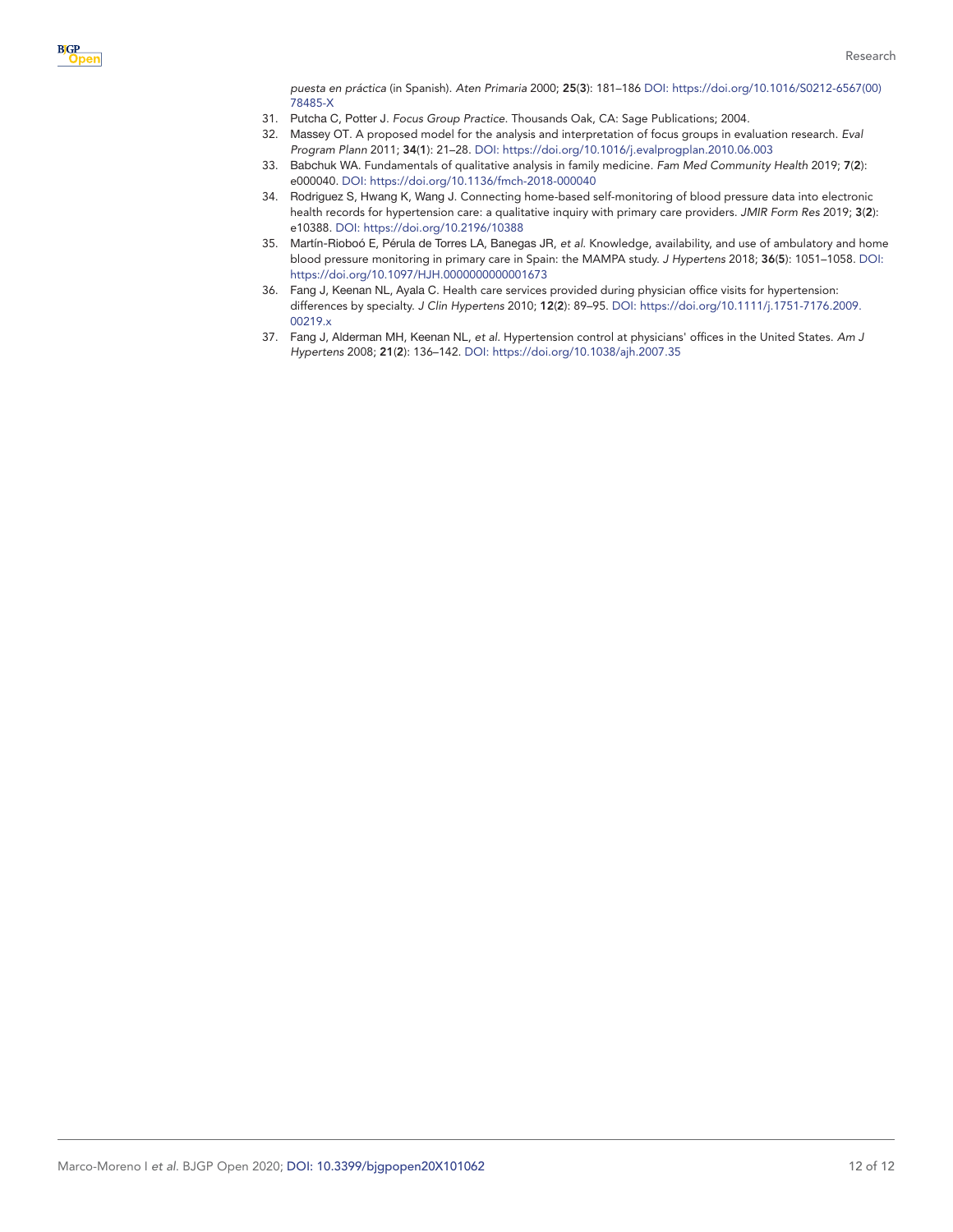*puesta en práctica* (in Spanish). *Aten Primaria* 2000; **25**(**3**): 181–186 DOI: https://doi.org/10.1016/S0212-6567(00)78485-X

31. Putcha C, Potter J. *Focus Group Practice*. Thousands Oak, CA: Sage Publications; 2004.
32. Massey OT. A proposed model for the analysis and interpretation of focus groups in evaluation research. *Eval Program Plann* 2011; **34**(**1**): 21–28. DOI: https://doi.org/10.1016/j.evalprogplan.2010.06.003
33. Babchuk WA. Fundamentals of qualitative analysis in family medicine. *Fam Med Community Health* 2019; **7**(**2**): e000040. DOI: https://doi.org/10.1136/fmch-2018-000040
34. Rodriguez S, Hwang K, Wang J. Connecting home-based self-monitoring of blood pressure data into electronic health records for hypertension care: a qualitative inquiry with primary care providers. *JMIR Form Res* 2019; **3**(**2**): e10388. DOI: https://doi.org/10.2196/10388
35. Martín-Rioboó E, Pérula de Torres LA, Banegas JR, *et al*. Knowledge, availability, and use of ambulatory and home blood pressure monitoring in primary care in Spain: the MAMPA study. *J Hypertens* 2018; **36**(**5**): 1051–1058. DOI: https://doi.org/10.1097/HJH.0000000000001673
36. Fang J, Keenan NL, Ayala C. Health care services provided during physician office visits for hypertension: differences by specialty. *J Clin Hypertens* 2010; **12**(**2**): 89–95. DOI: https://doi.org/10.1111/j.1751-7176.2009.00219.x
37. Fang J, Alderman MH, Keenan NL, *et al*. Hypertension control at physicians' offices in the United States. *Am J Hypertens* 2008; **21**(**2**): 136–142. DOI: https://doi.org/10.1038/ajh.2007.35